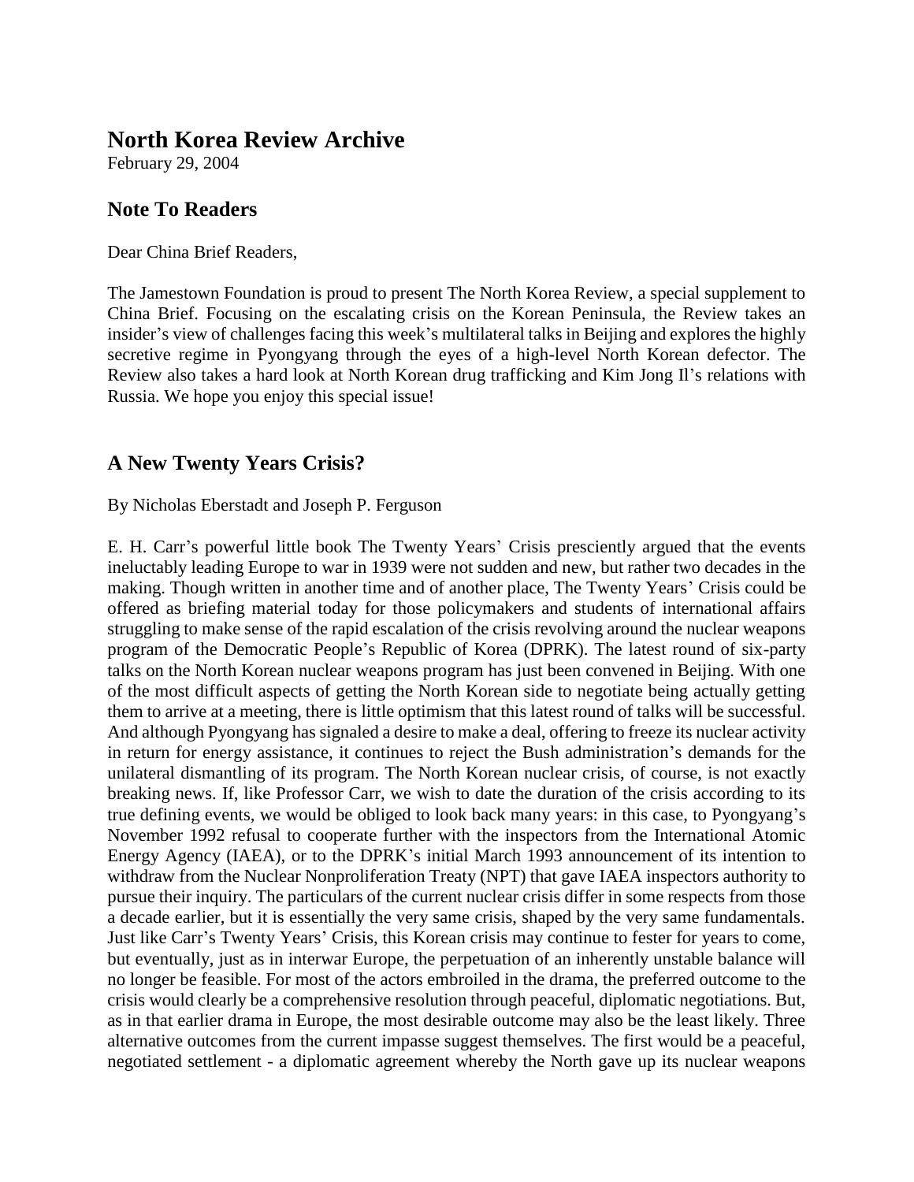# North Korea Review Archive

February 29, 2004

## Note To Readers

Dear China Brief Readers,

The Jamestown Foundation is proud to present The North Korea Review, a special supplement to China Brief. Focusing on the escalating crisis on the Korean Peninsula, the Review takes an insider's view of challenges facing this week's multilateral talks in Beijing and explores the highly secretive regime in Pyongyang through the eyes of a high-level North Korean defector. The Review also takes a hard look at North Korean drug trafficking and Kim Jong Il's relations with Russia. We hope you enjoy this special issue!

## A New Twenty Years Crisis?

By Nicholas Eberstadt and Joseph P. Ferguson

E. H. Carr's powerful little book The Twenty Years' Crisis presciently argued that the events ineluctably leading Europe to war in 1939 were not sudden and new, but rather two decades in the making. Though written in another time and of another place, The Twenty Years' Crisis could be offered as briefing material today for those policymakers and students of international affairs struggling to make sense of the rapid escalation of the crisis revolving around the nuclear weapons program of the Democratic People's Republic of Korea (DPRK). The latest round of six-party talks on the North Korean nuclear weapons program has just been convened in Beijing. With one of the most difficult aspects of getting the North Korean side to negotiate being actually getting them to arrive at a meeting, there is little optimism that this latest round of talks will be successful. And although Pyongyang has signaled a desire to make a deal, offering to freeze its nuclear activity in return for energy assistance, it continues to reject the Bush administration's demands for the unilateral dismantling of its program. The North Korean nuclear crisis, of course, is not exactly breaking news. If, like Professor Carr, we wish to date the duration of the crisis according to its true defining events, we would be obliged to look back many years: in this case, to Pyongyang's November 1992 refusal to cooperate further with the inspectors from the International Atomic Energy Agency (IAEA), or to the DPRK's initial March 1993 announcement of its intention to withdraw from the Nuclear Nonproliferation Treaty (NPT) that gave IAEA inspectors authority to pursue their inquiry. The particulars of the current nuclear crisis differ in some respects from those a decade earlier, but it is essentially the very same crisis, shaped by the very same fundamentals. Just like Carr's Twenty Years' Crisis, this Korean crisis may continue to fester for years to come, but eventually, just as in interwar Europe, the perpetuation of an inherently unstable balance will no longer be feasible. For most of the actors embroiled in the drama, the preferred outcome to the crisis would clearly be a comprehensive resolution through peaceful, diplomatic negotiations. But, as in that earlier drama in Europe, the most desirable outcome may also be the least likely. Three alternative outcomes from the current impasse suggest themselves. The first would be a peaceful, negotiated settlement - a diplomatic agreement whereby the North gave up its nuclear weapons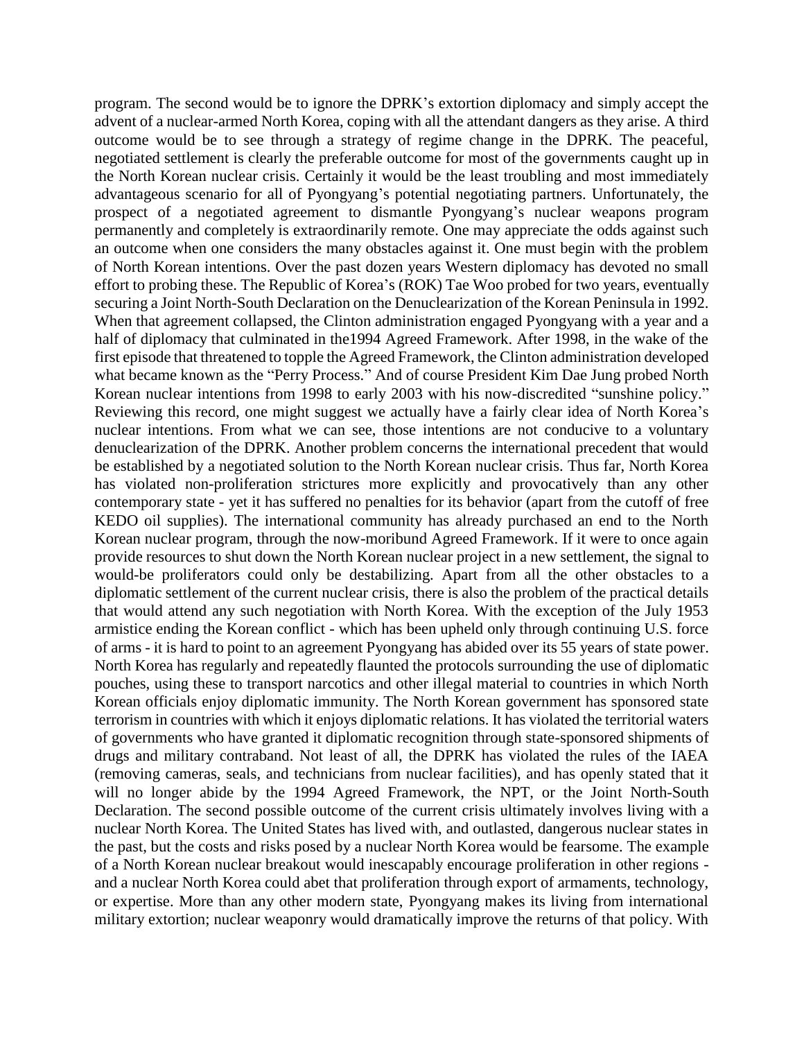program. The second would be to ignore the DPRK's extortion diplomacy and simply accept the advent of a nuclear-armed North Korea, coping with all the attendant dangers as they arise. A third outcome would be to see through a strategy of regime change in the DPRK. The peaceful, negotiated settlement is clearly the preferable outcome for most of the governments caught up in the North Korean nuclear crisis. Certainly it would be the least troubling and most immediately advantageous scenario for all of Pyongyang's potential negotiating partners. Unfortunately, the prospect of a negotiated agreement to dismantle Pyongyang's nuclear weapons program permanently and completely is extraordinarily remote. One may appreciate the odds against such an outcome when one considers the many obstacles against it. One must begin with the problem of North Korean intentions. Over the past dozen years Western diplomacy has devoted no small effort to probing these. The Republic of Korea's (ROK) Tae Woo probed for two years, eventually securing a Joint North-South Declaration on the Denuclearization of the Korean Peninsula in 1992. When that agreement collapsed, the Clinton administration engaged Pyongyang with a year and a half of diplomacy that culminated in the1994 Agreed Framework. After 1998, in the wake of the first episode that threatened to topple the Agreed Framework, the Clinton administration developed what became known as the "Perry Process." And of course President Kim Dae Jung probed North Korean nuclear intentions from 1998 to early 2003 with his now-discredited "sunshine policy." Reviewing this record, one might suggest we actually have a fairly clear idea of North Korea's nuclear intentions. From what we can see, those intentions are not conducive to a voluntary denuclearization of the DPRK. Another problem concerns the international precedent that would be established by a negotiated solution to the North Korean nuclear crisis. Thus far, North Korea has violated non-proliferation strictures more explicitly and provocatively than any other contemporary state - yet it has suffered no penalties for its behavior (apart from the cutoff of free KEDO oil supplies). The international community has already purchased an end to the North Korean nuclear program, through the now-moribund Agreed Framework. If it were to once again provide resources to shut down the North Korean nuclear project in a new settlement, the signal to would-be proliferators could only be destabilizing. Apart from all the other obstacles to a diplomatic settlement of the current nuclear crisis, there is also the problem of the practical details that would attend any such negotiation with North Korea. With the exception of the July 1953 armistice ending the Korean conflict - which has been upheld only through continuing U.S. force of arms - it is hard to point to an agreement Pyongyang has abided over its 55 years of state power. North Korea has regularly and repeatedly flaunted the protocols surrounding the use of diplomatic pouches, using these to transport narcotics and other illegal material to countries in which North Korean officials enjoy diplomatic immunity. The North Korean government has sponsored state terrorism in countries with which it enjoys diplomatic relations. It has violated the territorial waters of governments who have granted it diplomatic recognition through state-sponsored shipments of drugs and military contraband. Not least of all, the DPRK has violated the rules of the IAEA (removing cameras, seals, and technicians from nuclear facilities), and has openly stated that it will no longer abide by the 1994 Agreed Framework, the NPT, or the Joint North-South Declaration. The second possible outcome of the current crisis ultimately involves living with a nuclear North Korea. The United States has lived with, and outlasted, dangerous nuclear states in the past, but the costs and risks posed by a nuclear North Korea would be fearsome. The example of a North Korean nuclear breakout would inescapably encourage proliferation in other regions - and a nuclear North Korea could abet that proliferation through export of armaments, technology, or expertise. More than any other modern state, Pyongyang makes its living from international military extortion; nuclear weaponry would dramatically improve the returns of that policy. With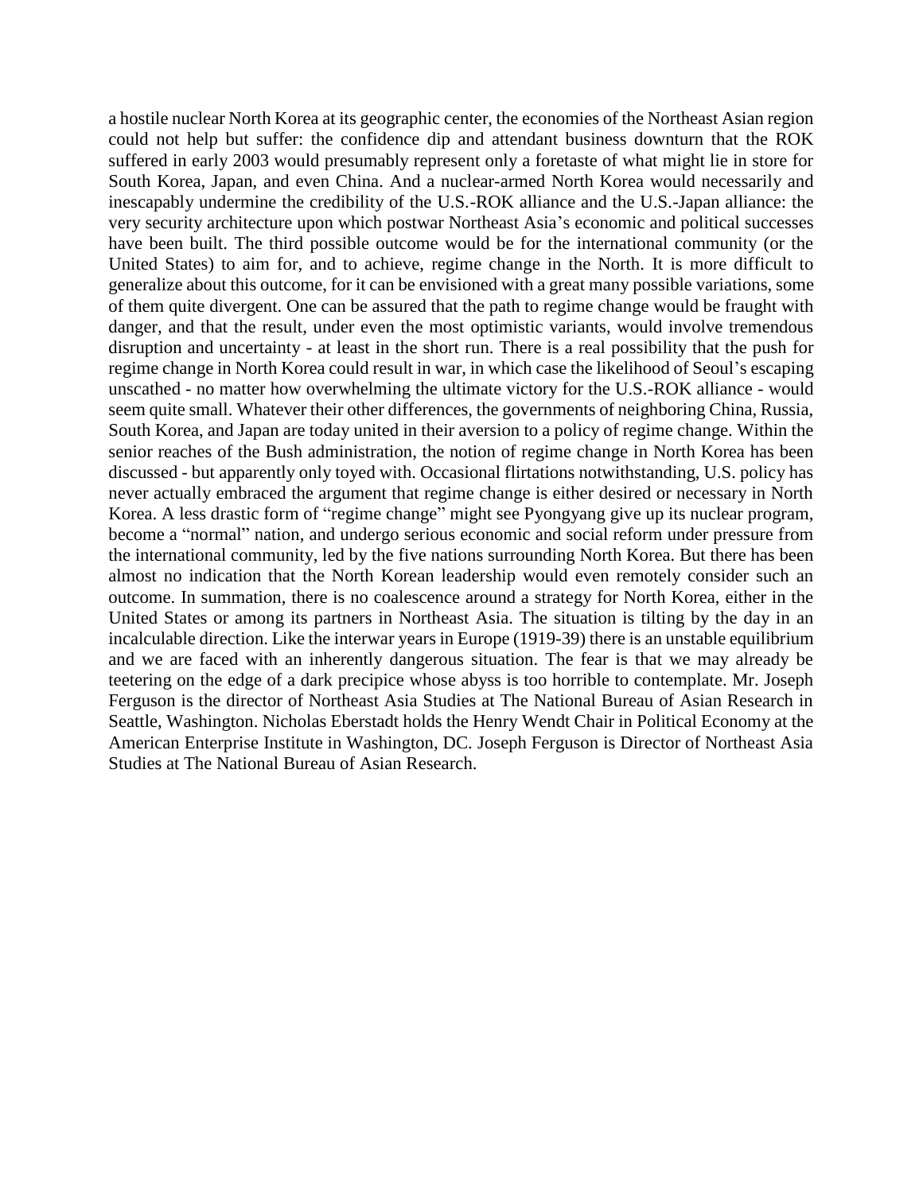a hostile nuclear North Korea at its geographic center, the economies of the Northeast Asian region could not help but suffer: the confidence dip and attendant business downturn that the ROK suffered in early 2003 would presumably represent only a foretaste of what might lie in store for South Korea, Japan, and even China. And a nuclear-armed North Korea would necessarily and inescapably undermine the credibility of the U.S.-ROK alliance and the U.S.-Japan alliance: the very security architecture upon which postwar Northeast Asia's economic and political successes have been built. The third possible outcome would be for the international community (or the United States) to aim for, and to achieve, regime change in the North. It is more difficult to generalize about this outcome, for it can be envisioned with a great many possible variations, some of them quite divergent. One can be assured that the path to regime change would be fraught with danger, and that the result, under even the most optimistic variants, would involve tremendous disruption and uncertainty - at least in the short run. There is a real possibility that the push for regime change in North Korea could result in war, in which case the likelihood of Seoul's escaping unscathed - no matter how overwhelming the ultimate victory for the U.S.-ROK alliance - would seem quite small. Whatever their other differences, the governments of neighboring China, Russia, South Korea, and Japan are today united in their aversion to a policy of regime change. Within the senior reaches of the Bush administration, the notion of regime change in North Korea has been discussed - but apparently only toyed with. Occasional flirtations notwithstanding, U.S. policy has never actually embraced the argument that regime change is either desired or necessary in North Korea. A less drastic form of "regime change" might see Pyongyang give up its nuclear program, become a "normal" nation, and undergo serious economic and social reform under pressure from the international community, led by the five nations surrounding North Korea. But there has been almost no indication that the North Korean leadership would even remotely consider such an outcome. In summation, there is no coalescence around a strategy for North Korea, either in the United States or among its partners in Northeast Asia. The situation is tilting by the day in an incalculable direction. Like the interwar years in Europe (1919-39) there is an unstable equilibrium and we are faced with an inherently dangerous situation. The fear is that we may already be teetering on the edge of a dark precipice whose abyss is too horrible to contemplate. Mr. Joseph Ferguson is the director of Northeast Asia Studies at The National Bureau of Asian Research in Seattle, Washington. Nicholas Eberstadt holds the Henry Wendt Chair in Political Economy at the American Enterprise Institute in Washington, DC. Joseph Ferguson is Director of Northeast Asia Studies at The National Bureau of Asian Research.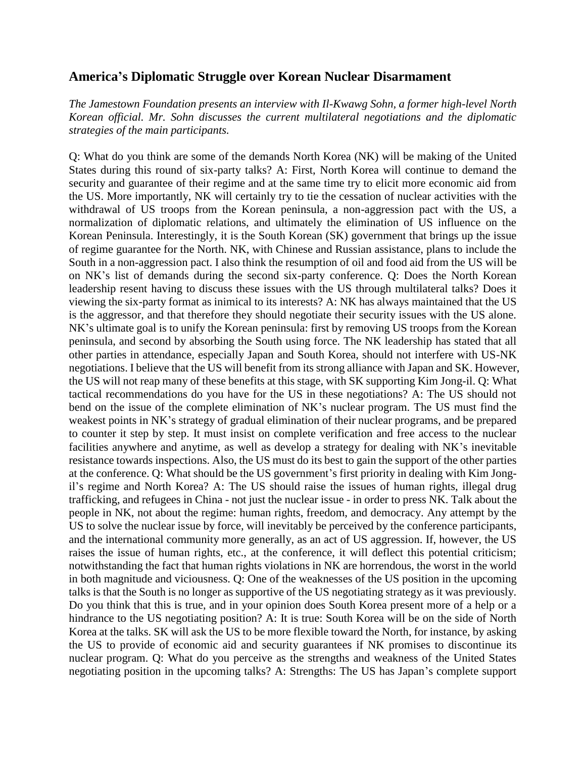## America's Diplomatic Struggle over Korean Nuclear Disarmament

*The Jamestown Foundation presents an interview with Il-Kwawg Sohn, a former high-level North Korean official. Mr. Sohn discusses the current multilateral negotiations and the diplomatic strategies of the main participants.*

Q: What do you think are some of the demands North Korea (NK) will be making of the United States during this round of six-party talks? A: First, North Korea will continue to demand the security and guarantee of their regime and at the same time try to elicit more economic aid from the US. More importantly, NK will certainly try to tie the cessation of nuclear activities with the withdrawal of US troops from the Korean peninsula, a non-aggression pact with the US, a normalization of diplomatic relations, and ultimately the elimination of US influence on the Korean Peninsula. Interestingly, it is the South Korean (SK) government that brings up the issue of regime guarantee for the North. NK, with Chinese and Russian assistance, plans to include the South in a non-aggression pact. I also think the resumption of oil and food aid from the US will be on NK's list of demands during the second six-party conference. Q: Does the North Korean leadership resent having to discuss these issues with the US through multilateral talks? Does it viewing the six-party format as inimical to its interests? A: NK has always maintained that the US is the aggressor, and that therefore they should negotiate their security issues with the US alone. NK's ultimate goal is to unify the Korean peninsula: first by removing US troops from the Korean peninsula, and second by absorbing the South using force. The NK leadership has stated that all other parties in attendance, especially Japan and South Korea, should not interfere with US-NK negotiations. I believe that the US will benefit from its strong alliance with Japan and SK. However, the US will not reap many of these benefits at this stage, with SK supporting Kim Jong-il. Q: What tactical recommendations do you have for the US in these negotiations? A: The US should not bend on the issue of the complete elimination of NK's nuclear program. The US must find the weakest points in NK's strategy of gradual elimination of their nuclear programs, and be prepared to counter it step by step. It must insist on complete verification and free access to the nuclear facilities anywhere and anytime, as well as develop a strategy for dealing with NK's inevitable resistance towards inspections. Also, the US must do its best to gain the support of the other parties at the conference. Q: What should be the US government's first priority in dealing with Kim Jong-il's regime and North Korea? A: The US should raise the issues of human rights, illegal drug trafficking, and refugees in China - not just the nuclear issue - in order to press NK. Talk about the people in NK, not about the regime: human rights, freedom, and democracy. Any attempt by the US to solve the nuclear issue by force, will inevitably be perceived by the conference participants, and the international community more generally, as an act of US aggression. If, however, the US raises the issue of human rights, etc., at the conference, it will deflect this potential criticism; notwithstanding the fact that human rights violations in NK are horrendous, the worst in the world in both magnitude and viciousness. Q: One of the weaknesses of the US position in the upcoming talks is that the South is no longer as supportive of the US negotiating strategy as it was previously. Do you think that this is true, and in your opinion does South Korea present more of a help or a hindrance to the US negotiating position? A: It is true: South Korea will be on the side of North Korea at the talks. SK will ask the US to be more flexible toward the North, for instance, by asking the US to provide of economic aid and security guarantees if NK promises to discontinue its nuclear program. Q: What do you perceive as the strengths and weakness of the United States negotiating position in the upcoming talks? A: Strengths: The US has Japan's complete support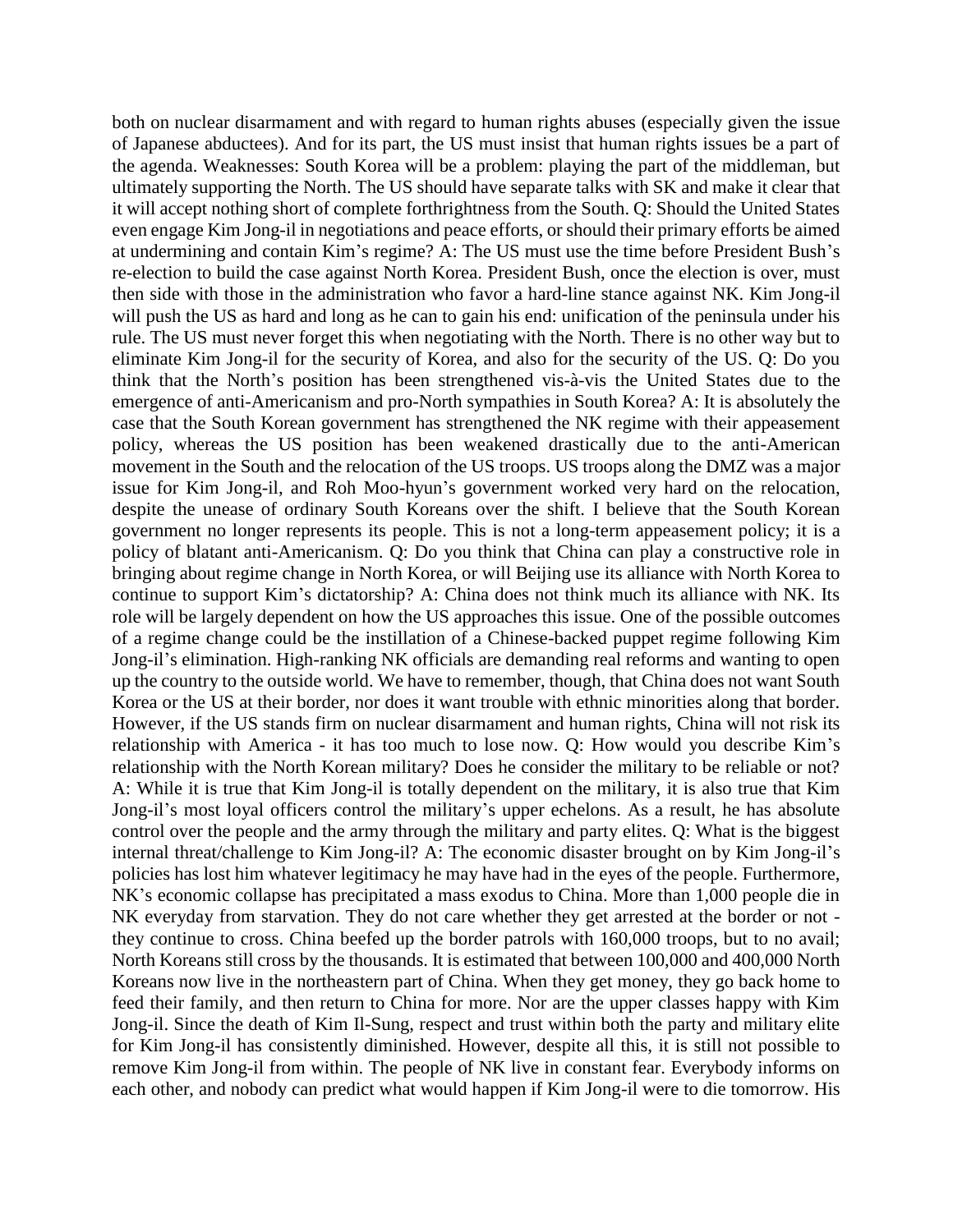both on nuclear disarmament and with regard to human rights abuses (especially given the issue of Japanese abductees). And for its part, the US must insist that human rights issues be a part of the agenda. Weaknesses: South Korea will be a problem: playing the part of the middleman, but ultimately supporting the North. The US should have separate talks with SK and make it clear that it will accept nothing short of complete forthrightness from the South. Q: Should the United States even engage Kim Jong-il in negotiations and peace efforts, or should their primary efforts be aimed at undermining and contain Kim's regime? A: The US must use the time before President Bush's re-election to build the case against North Korea. President Bush, once the election is over, must then side with those in the administration who favor a hard-line stance against NK. Kim Jong-il will push the US as hard and long as he can to gain his end: unification of the peninsula under his rule. The US must never forget this when negotiating with the North. There is no other way but to eliminate Kim Jong-il for the security of Korea, and also for the security of the US. Q: Do you think that the North's position has been strengthened vis-à-vis the United States due to the emergence of anti-Americanism and pro-North sympathies in South Korea? A: It is absolutely the case that the South Korean government has strengthened the NK regime with their appeasement policy, whereas the US position has been weakened drastically due to the anti-American movement in the South and the relocation of the US troops. US troops along the DMZ was a major issue for Kim Jong-il, and Roh Moo-hyun's government worked very hard on the relocation, despite the unease of ordinary South Koreans over the shift. I believe that the South Korean government no longer represents its people. This is not a long-term appeasement policy; it is a policy of blatant anti-Americanism. Q: Do you think that China can play a constructive role in bringing about regime change in North Korea, or will Beijing use its alliance with North Korea to continue to support Kim's dictatorship? A: China does not think much its alliance with NK. Its role will be largely dependent on how the US approaches this issue. One of the possible outcomes of a regime change could be the instillation of a Chinese-backed puppet regime following Kim Jong-il's elimination. High-ranking NK officials are demanding real reforms and wanting to open up the country to the outside world. We have to remember, though, that China does not want South Korea or the US at their border, nor does it want trouble with ethnic minorities along that border. However, if the US stands firm on nuclear disarmament and human rights, China will not risk its relationship with America - it has too much to lose now. Q: How would you describe Kim's relationship with the North Korean military? Does he consider the military to be reliable or not? A: While it is true that Kim Jong-il is totally dependent on the military, it is also true that Kim Jong-il's most loyal officers control the military's upper echelons. As a result, he has absolute control over the people and the army through the military and party elites. Q: What is the biggest internal threat/challenge to Kim Jong-il? A: The economic disaster brought on by Kim Jong-il's policies has lost him whatever legitimacy he may have had in the eyes of the people. Furthermore, NK's economic collapse has precipitated a mass exodus to China. More than 1,000 people die in NK everyday from starvation. They do not care whether they get arrested at the border or not - they continue to cross. China beefed up the border patrols with 160,000 troops, but to no avail; North Koreans still cross by the thousands. It is estimated that between 100,000 and 400,000 North Koreans now live in the northeastern part of China. When they get money, they go back home to feed their family, and then return to China for more. Nor are the upper classes happy with Kim Jong-il. Since the death of Kim Il-Sung, respect and trust within both the party and military elite for Kim Jong-il has consistently diminished. However, despite all this, it is still not possible to remove Kim Jong-il from within. The people of NK live in constant fear. Everybody informs on each other, and nobody can predict what would happen if Kim Jong-il were to die tomorrow. His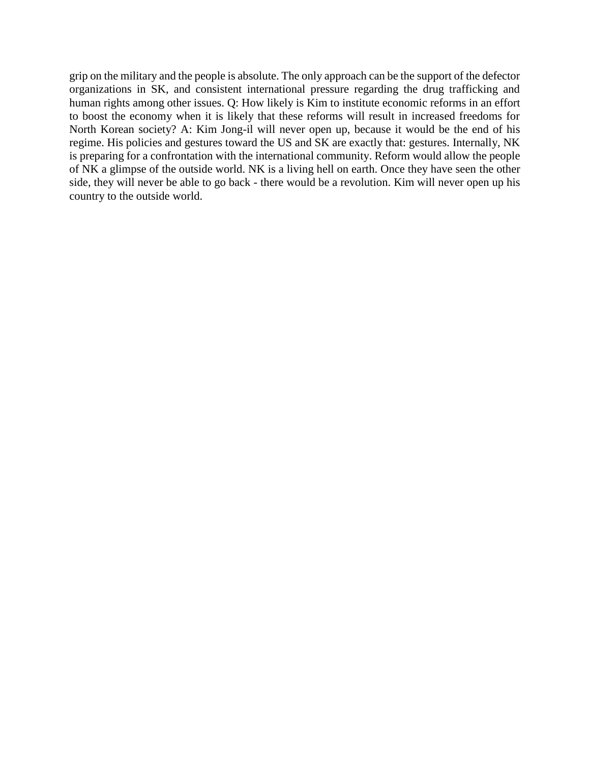grip on the military and the people is absolute. The only approach can be the support of the defector organizations in SK, and consistent international pressure regarding the drug trafficking and human rights among other issues. Q: How likely is Kim to institute economic reforms in an effort to boost the economy when it is likely that these reforms will result in increased freedoms for North Korean society? A: Kim Jong-il will never open up, because it would be the end of his regime. His policies and gestures toward the US and SK are exactly that: gestures. Internally, NK is preparing for a confrontation with the international community. Reform would allow the people of NK a glimpse of the outside world. NK is a living hell on earth. Once they have seen the other side, they will never be able to go back - there would be a revolution. Kim will never open up his country to the outside world.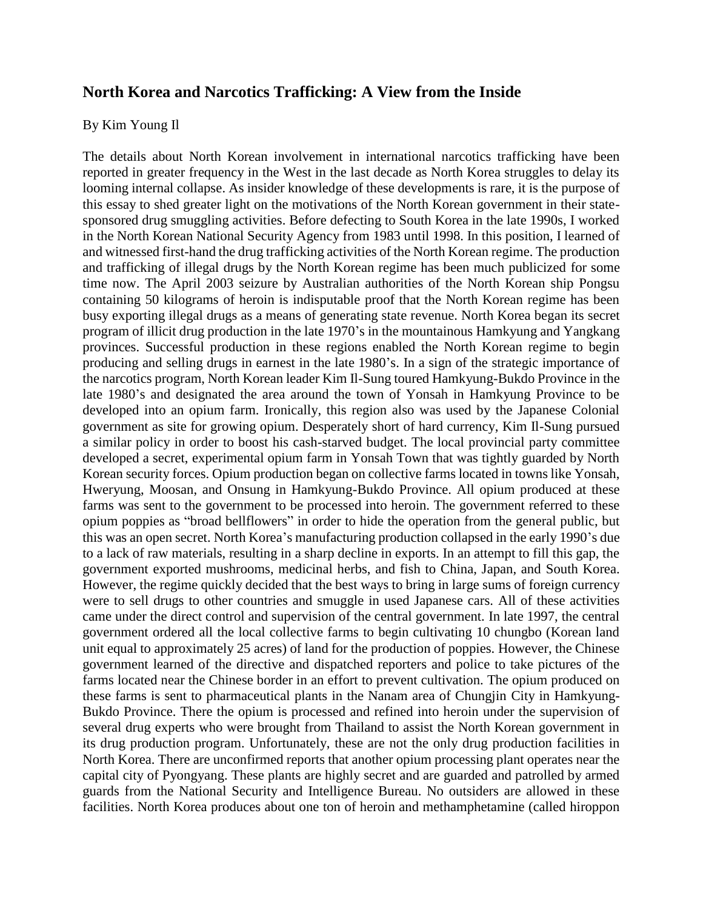## North Korea and Narcotics Trafficking: A View from the Inside

By Kim Young Il

The details about North Korean involvement in international narcotics trafficking have been reported in greater frequency in the West in the last decade as North Korea struggles to delay its looming internal collapse. As insider knowledge of these developments is rare, it is the purpose of this essay to shed greater light on the motivations of the North Korean government in their state-sponsored drug smuggling activities. Before defecting to South Korea in the late 1990s, I worked in the North Korean National Security Agency from 1983 until 1998. In this position, I learned of and witnessed first-hand the drug trafficking activities of the North Korean regime. The production and trafficking of illegal drugs by the North Korean regime has been much publicized for some time now. The April 2003 seizure by Australian authorities of the North Korean ship Pongsu containing 50 kilograms of heroin is indisputable proof that the North Korean regime has been busy exporting illegal drugs as a means of generating state revenue. North Korea began its secret program of illicit drug production in the late 1970's in the mountainous Hamkyung and Yangkang provinces. Successful production in these regions enabled the North Korean regime to begin producing and selling drugs in earnest in the late 1980's. In a sign of the strategic importance of the narcotics program, North Korean leader Kim Il-Sung toured Hamkyung-Bukdo Province in the late 1980's and designated the area around the town of Yonsah in Hamkyung Province to be developed into an opium farm. Ironically, this region also was used by the Japanese Colonial government as site for growing opium. Desperately short of hard currency, Kim Il-Sung pursued a similar policy in order to boost his cash-starved budget. The local provincial party committee developed a secret, experimental opium farm in Yonsah Town that was tightly guarded by North Korean security forces. Opium production began on collective farms located in towns like Yonsah, Hweryung, Moosan, and Onsung in Hamkyung-Bukdo Province. All opium produced at these farms was sent to the government to be processed into heroin. The government referred to these opium poppies as "broad bellflowers" in order to hide the operation from the general public, but this was an open secret. North Korea's manufacturing production collapsed in the early 1990's due to a lack of raw materials, resulting in a sharp decline in exports. In an attempt to fill this gap, the government exported mushrooms, medicinal herbs, and fish to China, Japan, and South Korea. However, the regime quickly decided that the best ways to bring in large sums of foreign currency were to sell drugs to other countries and smuggle in used Japanese cars. All of these activities came under the direct control and supervision of the central government. In late 1997, the central government ordered all the local collective farms to begin cultivating 10 chungbo (Korean land unit equal to approximately 25 acres) of land for the production of poppies. However, the Chinese government learned of the directive and dispatched reporters and police to take pictures of the farms located near the Chinese border in an effort to prevent cultivation. The opium produced on these farms is sent to pharmaceutical plants in the Nanam area of Chungjin City in Hamkyung-Bukdo Province. There the opium is processed and refined into heroin under the supervision of several drug experts who were brought from Thailand to assist the North Korean government in its drug production program. Unfortunately, these are not the only drug production facilities in North Korea. There are unconfirmed reports that another opium processing plant operates near the capital city of Pyongyang. These plants are highly secret and are guarded and patrolled by armed guards from the National Security and Intelligence Bureau. No outsiders are allowed in these facilities. North Korea produces about one ton of heroin and methamphetamine (called hiroppon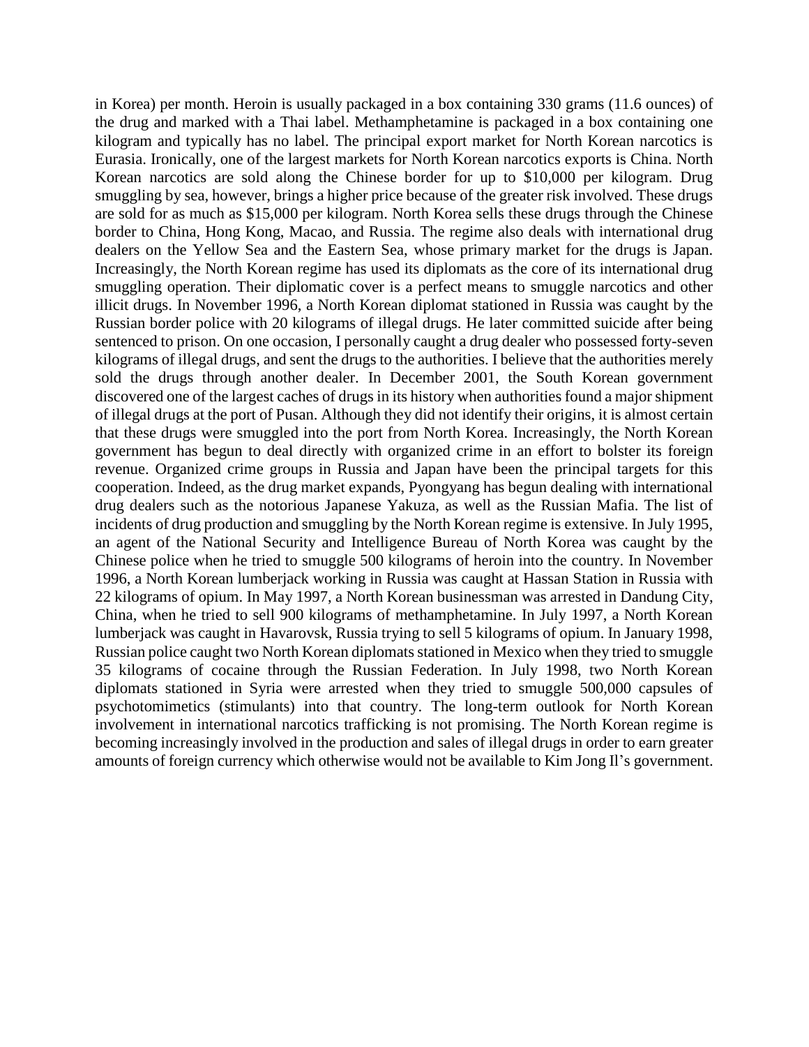in Korea) per month. Heroin is usually packaged in a box containing 330 grams (11.6 ounces) of the drug and marked with a Thai label. Methamphetamine is packaged in a box containing one kilogram and typically has no label. The principal export market for North Korean narcotics is Eurasia. Ironically, one of the largest markets for North Korean narcotics exports is China. North Korean narcotics are sold along the Chinese border for up to $10,000 per kilogram. Drug smuggling by sea, however, brings a higher price because of the greater risk involved. These drugs are sold for as much as $15,000 per kilogram. North Korea sells these drugs through the Chinese border to China, Hong Kong, Macao, and Russia. The regime also deals with international drug dealers on the Yellow Sea and the Eastern Sea, whose primary market for the drugs is Japan. Increasingly, the North Korean regime has used its diplomats as the core of its international drug smuggling operation. Their diplomatic cover is a perfect means to smuggle narcotics and other illicit drugs. In November 1996, a North Korean diplomat stationed in Russia was caught by the Russian border police with 20 kilograms of illegal drugs. He later committed suicide after being sentenced to prison. On one occasion, I personally caught a drug dealer who possessed forty-seven kilograms of illegal drugs, and sent the drugs to the authorities. I believe that the authorities merely sold the drugs through another dealer. In December 2001, the South Korean government discovered one of the largest caches of drugs in its history when authorities found a major shipment of illegal drugs at the port of Pusan. Although they did not identify their origins, it is almost certain that these drugs were smuggled into the port from North Korea. Increasingly, the North Korean government has begun to deal directly with organized crime in an effort to bolster its foreign revenue. Organized crime groups in Russia and Japan have been the principal targets for this cooperation. Indeed, as the drug market expands, Pyongyang has begun dealing with international drug dealers such as the notorious Japanese Yakuza, as well as the Russian Mafia. The list of incidents of drug production and smuggling by the North Korean regime is extensive. In July 1995, an agent of the National Security and Intelligence Bureau of North Korea was caught by the Chinese police when he tried to smuggle 500 kilograms of heroin into the country. In November 1996, a North Korean lumberjack working in Russia was caught at Hassan Station in Russia with 22 kilograms of opium. In May 1997, a North Korean businessman was arrested in Dandung City, China, when he tried to sell 900 kilograms of methamphetamine. In July 1997, a North Korean lumberjack was caught in Havarovsk, Russia trying to sell 5 kilograms of opium. In January 1998, Russian police caught two North Korean diplomats stationed in Mexico when they tried to smuggle 35 kilograms of cocaine through the Russian Federation. In July 1998, two North Korean diplomats stationed in Syria were arrested when they tried to smuggle 500,000 capsules of psychotomimetics (stimulants) into that country. The long-term outlook for North Korean involvement in international narcotics trafficking is not promising. The North Korean regime is becoming increasingly involved in the production and sales of illegal drugs in order to earn greater amounts of foreign currency which otherwise would not be available to Kim Jong Il's government.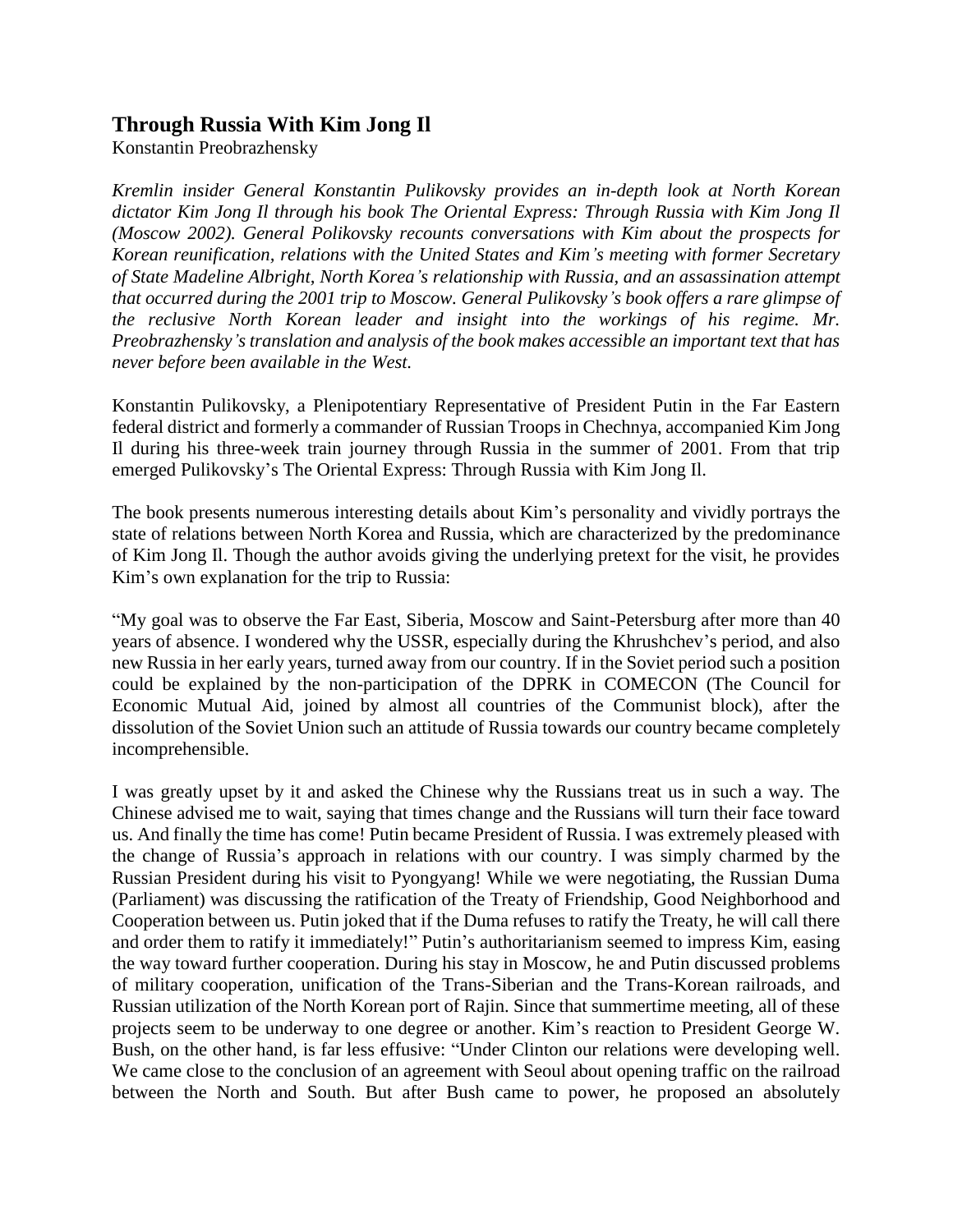## Through Russia With Kim Jong Il

Konstantin Preobrazhensky

*Kremlin insider General Konstantin Pulikovsky provides an in-depth look at North Korean dictator Kim Jong Il through his book The Oriental Express: Through Russia with Kim Jong Il (Moscow 2002). General Polikovsky recounts conversations with Kim about the prospects for Korean reunification, relations with the United States and Kim's meeting with former Secretary of State Madeline Albright, North Korea's relationship with Russia, and an assassination attempt that occurred during the 2001 trip to Moscow. General Pulikovsky's book offers a rare glimpse of the reclusive North Korean leader and insight into the workings of his regime. Mr. Preobrazhensky's translation and analysis of the book makes accessible an important text that has never before been available in the West.*

Konstantin Pulikovsky, a Plenipotentiary Representative of President Putin in the Far Eastern federal district and formerly a commander of Russian Troops in Chechnya, accompanied Kim Jong Il during his three-week train journey through Russia in the summer of 2001. From that trip emerged Pulikovsky's The Oriental Express: Through Russia with Kim Jong Il.

The book presents numerous interesting details about Kim's personality and vividly portrays the state of relations between North Korea and Russia, which are characterized by the predominance of Kim Jong Il. Though the author avoids giving the underlying pretext for the visit, he provides Kim's own explanation for the trip to Russia:

"My goal was to observe the Far East, Siberia, Moscow and Saint-Petersburg after more than 40 years of absence. I wondered why the USSR, especially during the Khrushchev's period, and also new Russia in her early years, turned away from our country. If in the Soviet period such a position could be explained by the non-participation of the DPRK in COMECON (The Council for Economic Mutual Aid, joined by almost all countries of the Communist block), after the dissolution of the Soviet Union such an attitude of Russia towards our country became completely incomprehensible.

I was greatly upset by it and asked the Chinese why the Russians treat us in such a way. The Chinese advised me to wait, saying that times change and the Russians will turn their face toward us. And finally the time has come! Putin became President of Russia. I was extremely pleased with the change of Russia's approach in relations with our country. I was simply charmed by the Russian President during his visit to Pyongyang! While we were negotiating, the Russian Duma (Parliament) was discussing the ratification of the Treaty of Friendship, Good Neighborhood and Cooperation between us. Putin joked that if the Duma refuses to ratify the Treaty, he will call there and order them to ratify it immediately!" Putin's authoritarianism seemed to impress Kim, easing the way toward further cooperation. During his stay in Moscow, he and Putin discussed problems of military cooperation, unification of the Trans-Siberian and the Trans-Korean railroads, and Russian utilization of the North Korean port of Rajin. Since that summertime meeting, all of these projects seem to be underway to one degree or another. Kim's reaction to President George W. Bush, on the other hand, is far less effusive: "Under Clinton our relations were developing well. We came close to the conclusion of an agreement with Seoul about opening traffic on the railroad between the North and South. But after Bush came to power, he proposed an absolutely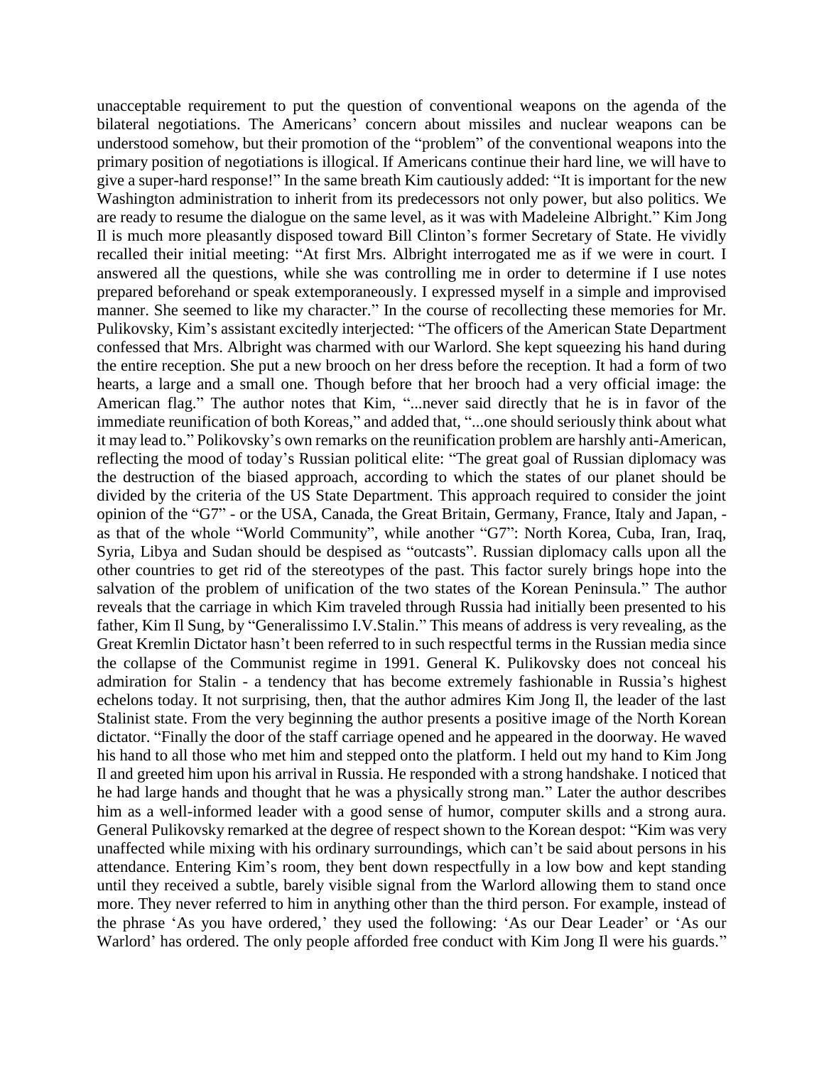unacceptable requirement to put the question of conventional weapons on the agenda of the bilateral negotiations. The Americans' concern about missiles and nuclear weapons can be understood somehow, but their promotion of the "problem" of the conventional weapons into the primary position of negotiations is illogical. If Americans continue their hard line, we will have to give a super-hard response!" In the same breath Kim cautiously added: "It is important for the new Washington administration to inherit from its predecessors not only power, but also politics. We are ready to resume the dialogue on the same level, as it was with Madeleine Albright." Kim Jong Il is much more pleasantly disposed toward Bill Clinton's former Secretary of State. He vividly recalled their initial meeting: "At first Mrs. Albright interrogated me as if we were in court. I answered all the questions, while she was controlling me in order to determine if I use notes prepared beforehand or speak extemporaneously. I expressed myself in a simple and improvised manner. She seemed to like my character." In the course of recollecting these memories for Mr. Pulikovsky, Kim's assistant excitedly interjected: "The officers of the American State Department confessed that Mrs. Albright was charmed with our Warlord. She kept squeezing his hand during the entire reception. She put a new brooch on her dress before the reception. It had a form of two hearts, a large and a small one. Though before that her brooch had a very official image: the American flag." The author notes that Kim, "...never said directly that he is in favor of the immediate reunification of both Koreas," and added that, "...one should seriously think about what it may lead to." Polikovsky's own remarks on the reunification problem are harshly anti-American, reflecting the mood of today's Russian political elite: "The great goal of Russian diplomacy was the destruction of the biased approach, according to which the states of our planet should be divided by the criteria of the US State Department. This approach required to consider the joint opinion of the "G7" - or the USA, Canada, the Great Britain, Germany, France, Italy and Japan, - as that of the whole "World Community", while another "G7": North Korea, Cuba, Iran, Iraq, Syria, Libya and Sudan should be despised as "outcasts". Russian diplomacy calls upon all the other countries to get rid of the stereotypes of the past. This factor surely brings hope into the salvation of the problem of unification of the two states of the Korean Peninsula." The author reveals that the carriage in which Kim traveled through Russia had initially been presented to his father, Kim Il Sung, by "Generalissimo I.V.Stalin." This means of address is very revealing, as the Great Kremlin Dictator hasn't been referred to in such respectful terms in the Russian media since the collapse of the Communist regime in 1991. General K. Pulikovsky does not conceal his admiration for Stalin - a tendency that has become extremely fashionable in Russia's highest echelons today. It not surprising, then, that the author admires Kim Jong Il, the leader of the last Stalinist state. From the very beginning the author presents a positive image of the North Korean dictator. "Finally the door of the staff carriage opened and he appeared in the doorway. He waved his hand to all those who met him and stepped onto the platform. I held out my hand to Kim Jong Il and greeted him upon his arrival in Russia. He responded with a strong handshake. I noticed that he had large hands and thought that he was a physically strong man." Later the author describes him as a well-informed leader with a good sense of humor, computer skills and a strong aura. General Pulikovsky remarked at the degree of respect shown to the Korean despot: "Kim was very unaffected while mixing with his ordinary surroundings, which can't be said about persons in his attendance. Entering Kim's room, they bent down respectfully in a low bow and kept standing until they received a subtle, barely visible signal from the Warlord allowing them to stand once more. They never referred to him in anything other than the third person. For example, instead of the phrase 'As you have ordered,' they used the following: 'As our Dear Leader' or 'As our Warlord' has ordered. The only people afforded free conduct with Kim Jong Il were his guards."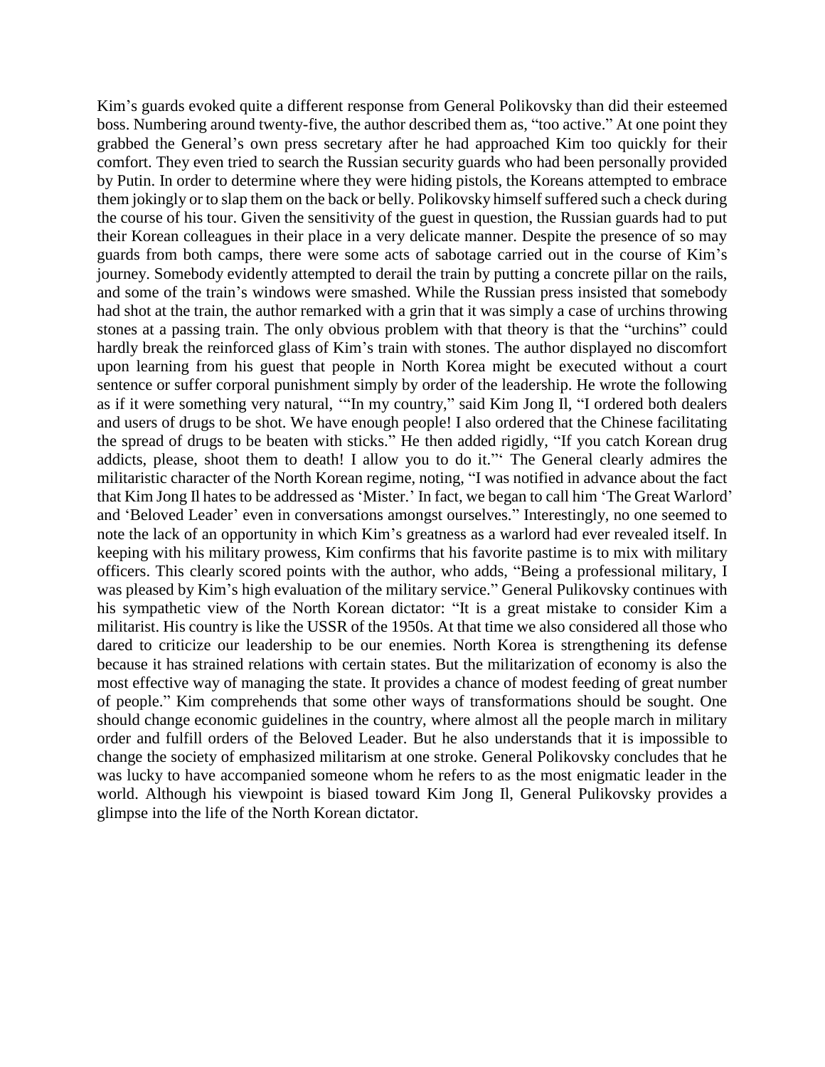Kim's guards evoked quite a different response from General Polikovsky than did their esteemed boss. Numbering around twenty-five, the author described them as, "too active." At one point they grabbed the General's own press secretary after he had approached Kim too quickly for their comfort. They even tried to search the Russian security guards who had been personally provided by Putin. In order to determine where they were hiding pistols, the Koreans attempted to embrace them jokingly or to slap them on the back or belly. Polikovsky himself suffered such a check during the course of his tour. Given the sensitivity of the guest in question, the Russian guards had to put their Korean colleagues in their place in a very delicate manner. Despite the presence of so may guards from both camps, there were some acts of sabotage carried out in the course of Kim's journey. Somebody evidently attempted to derail the train by putting a concrete pillar on the rails, and some of the train's windows were smashed. While the Russian press insisted that somebody had shot at the train, the author remarked with a grin that it was simply a case of urchins throwing stones at a passing train. The only obvious problem with that theory is that the "urchins" could hardly break the reinforced glass of Kim's train with stones. The author displayed no discomfort upon learning from his guest that people in North Korea might be executed without a court sentence or suffer corporal punishment simply by order of the leadership. He wrote the following as if it were something very natural, '"In my country," said Kim Jong Il, "I ordered both dealers and users of drugs to be shot. We have enough people! I also ordered that the Chinese facilitating the spread of drugs to be beaten with sticks." He then added rigidly, "If you catch Korean drug addicts, please, shoot them to death! I allow you to do it."' The General clearly admires the militaristic character of the North Korean regime, noting, "I was notified in advance about the fact that Kim Jong Il hates to be addressed as 'Mister.' In fact, we began to call him 'The Great Warlord' and 'Beloved Leader' even in conversations amongst ourselves." Interestingly, no one seemed to note the lack of an opportunity in which Kim's greatness as a warlord had ever revealed itself. In keeping with his military prowess, Kim confirms that his favorite pastime is to mix with military officers. This clearly scored points with the author, who adds, "Being a professional military, I was pleased by Kim's high evaluation of the military service." General Pulikovsky continues with his sympathetic view of the North Korean dictator: "It is a great mistake to consider Kim a militarist. His country is like the USSR of the 1950s. At that time we also considered all those who dared to criticize our leadership to be our enemies. North Korea is strengthening its defense because it has strained relations with certain states. But the militarization of economy is also the most effective way of managing the state. It provides a chance of modest feeding of great number of people." Kim comprehends that some other ways of transformations should be sought. One should change economic guidelines in the country, where almost all the people march in military order and fulfill orders of the Beloved Leader. But he also understands that it is impossible to change the society of emphasized militarism at one stroke. General Polikovsky concludes that he was lucky to have accompanied someone whom he refers to as the most enigmatic leader in the world. Although his viewpoint is biased toward Kim Jong Il, General Pulikovsky provides a glimpse into the life of the North Korean dictator.